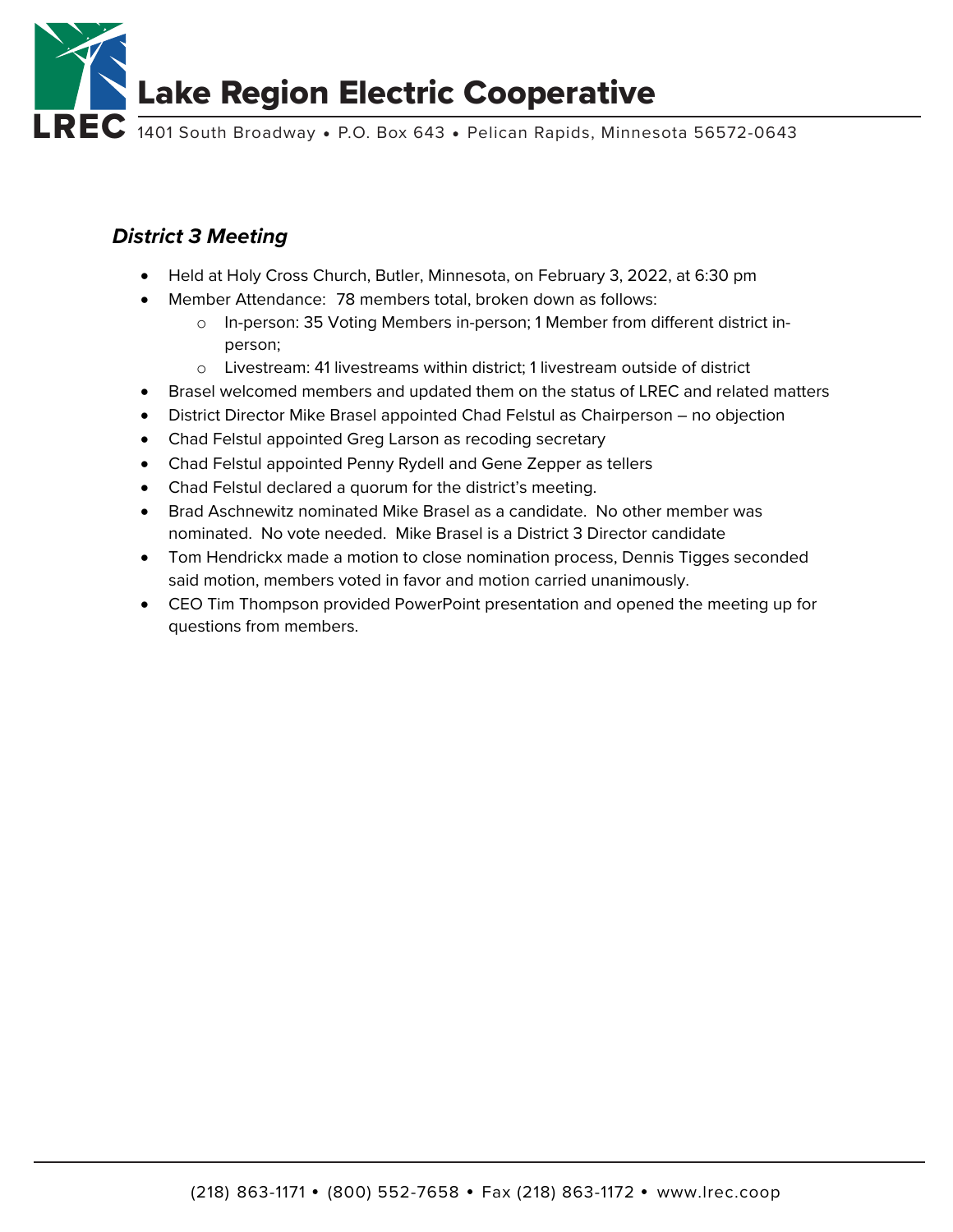# Lake Region Electric Cooperative

LREC 1401 South Broadway • P.O. Box 643 • Pelican Rapids, Minnesota 56572-0643

## *District 3 Meeting*

- Held at Holy Cross Church, Butler, Minnesota, on February 3, 2022, at 6:30 pm
- Member Attendance: 78 members total, broken down as follows:
  - In-person: 35 Voting Members in-person; 1 Member from different district in-person;
  - Livestream: 41 livestreams within district; 1 livestream outside of district
- Brasel welcomed members and updated them on the status of LREC and related matters
- District Director Mike Brasel appointed Chad Felstul as Chairperson – no objection
- Chad Felstul appointed Greg Larson as recoding secretary
- Chad Felstul appointed Penny Rydell and Gene Zepper as tellers
- Chad Felstul declared a quorum for the district's meeting.
- Brad Aschnewitz nominated Mike Brasel as a candidate. No other member was nominated. No vote needed. Mike Brasel is a District 3 Director candidate
- Tom Hendrickx made a motion to close nomination process, Dennis Tigges seconded said motion, members voted in favor and motion carried unanimously.
- CEO Tim Thompson provided PowerPoint presentation and opened the meeting up for questions from members.

(218) 863-1171 • (800) 552-7658 • Fax (218) 863-1172 • www.lrec.coop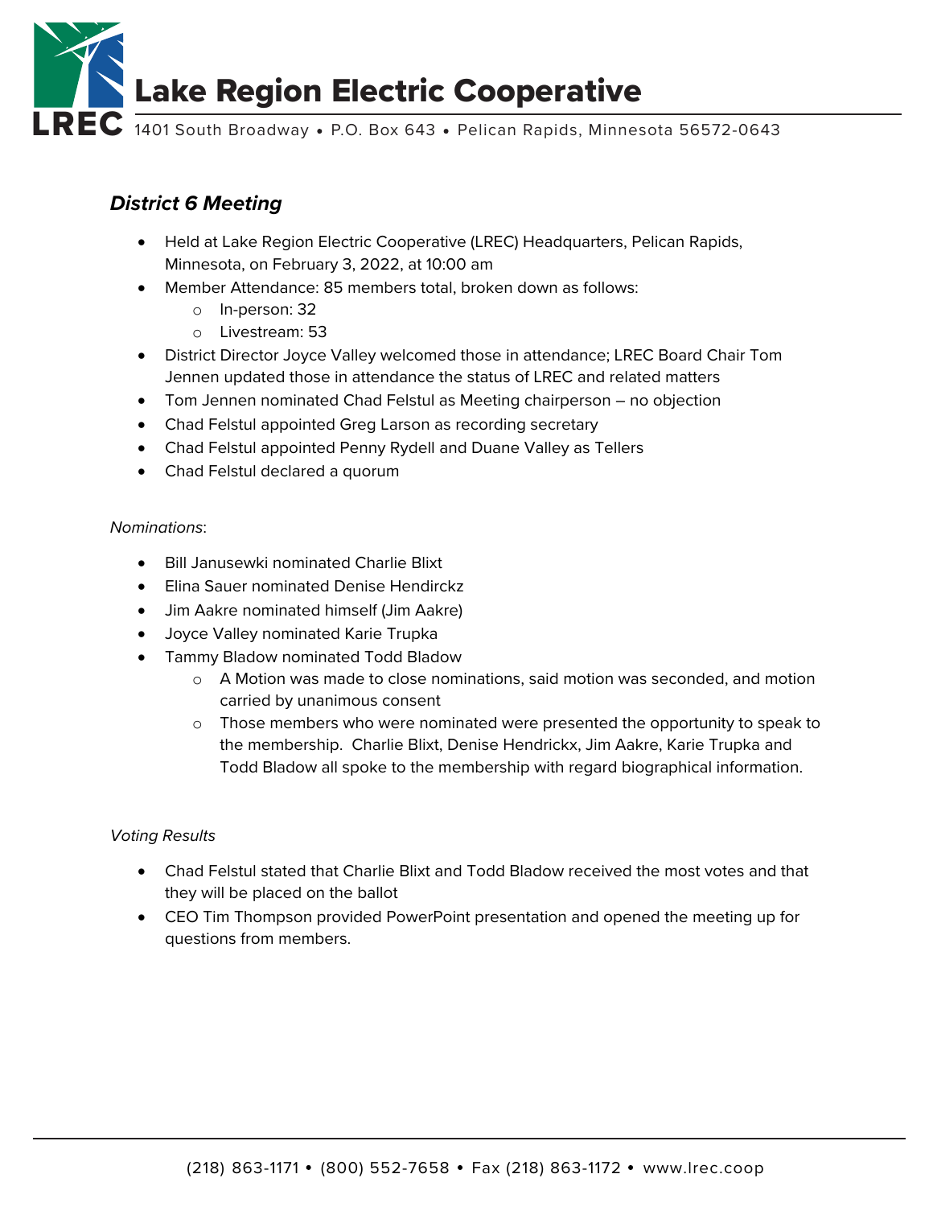## *District 6 Meeting*

- Held at Lake Region Electric Cooperative (LREC) Headquarters, Pelican Rapids, Minnesota, on February 3, 2022, at 10:00 am
- Member Attendance: 85 members total, broken down as follows:
  - In-person: 32
  - Livestream: 53
- District Director Joyce Valley welcomed those in attendance; LREC Board Chair Tom Jennen updated those in attendance the status of LREC and related matters
- Tom Jennen nominated Chad Felstul as Meeting chairperson – no objection
- Chad Felstul appointed Greg Larson as recording secretary
- Chad Felstul appointed Penny Rydell and Duane Valley as Tellers
- Chad Felstul declared a quorum

*Nominations*:

- Bill Janusewki nominated Charlie Blixt
- Elina Sauer nominated Denise Hendirckz
- Jim Aakre nominated himself (Jim Aakre)
- Joyce Valley nominated Karie Trupka
- Tammy Bladow nominated Todd Bladow
  - A Motion was made to close nominations, said motion was seconded, and motion carried by unanimous consent
  - Those members who were nominated were presented the opportunity to speak to the membership. Charlie Blixt, Denise Hendrickx, Jim Aakre, Karie Trupka and Todd Bladow all spoke to the membership with regard biographical information.

*Voting Results*

- Chad Felstul stated that Charlie Blixt and Todd Bladow received the most votes and that they will be placed on the ballot
- CEO Tim Thompson provided PowerPoint presentation and opened the meeting up for questions from members.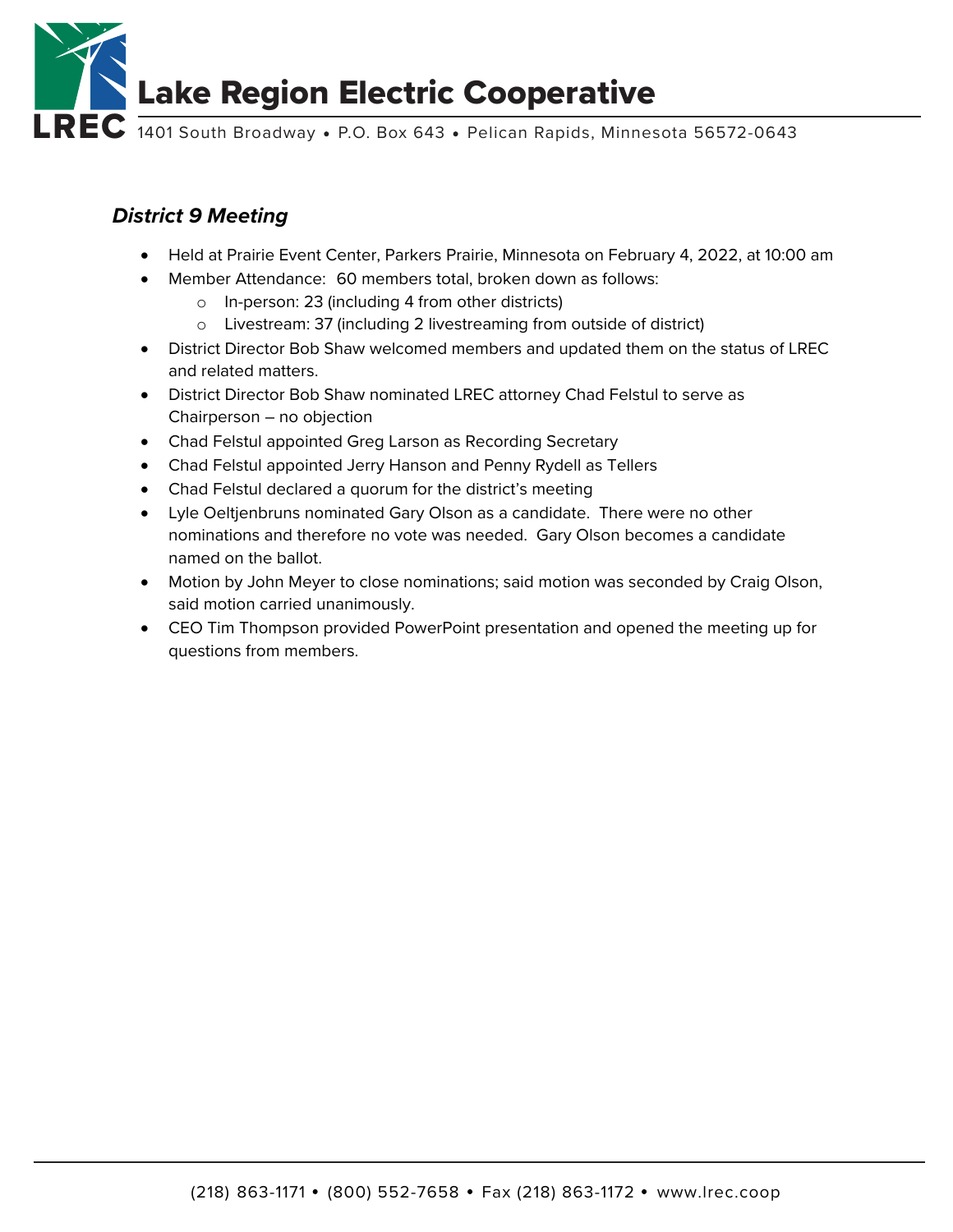# Lake Region Electric Cooperative

1401 South Broadway • P.O. Box 643 • Pelican Rapids, Minnesota 56572-0643

## *District 9 Meeting*

- Held at Prairie Event Center, Parkers Prairie, Minnesota on February 4, 2022, at 10:00 am
- Member Attendance: 60 members total, broken down as follows:
  - In-person: 23 (including 4 from other districts)
  - Livestream: 37 (including 2 livestreaming from outside of district)
- District Director Bob Shaw welcomed members and updated them on the status of LREC and related matters.
- District Director Bob Shaw nominated LREC attorney Chad Felstul to serve as Chairperson – no objection
- Chad Felstul appointed Greg Larson as Recording Secretary
- Chad Felstul appointed Jerry Hanson and Penny Rydell as Tellers
- Chad Felstul declared a quorum for the district's meeting
- Lyle Oeltjenbruns nominated Gary Olson as a candidate. There were no other nominations and therefore no vote was needed. Gary Olson becomes a candidate named on the ballot.
- Motion by John Meyer to close nominations; said motion was seconded by Craig Olson, said motion carried unanimously.
- CEO Tim Thompson provided PowerPoint presentation and opened the meeting up for questions from members.

(218) 863-1171 • (800) 552-7658 • Fax (218) 863-1172 • www.lrec.coop